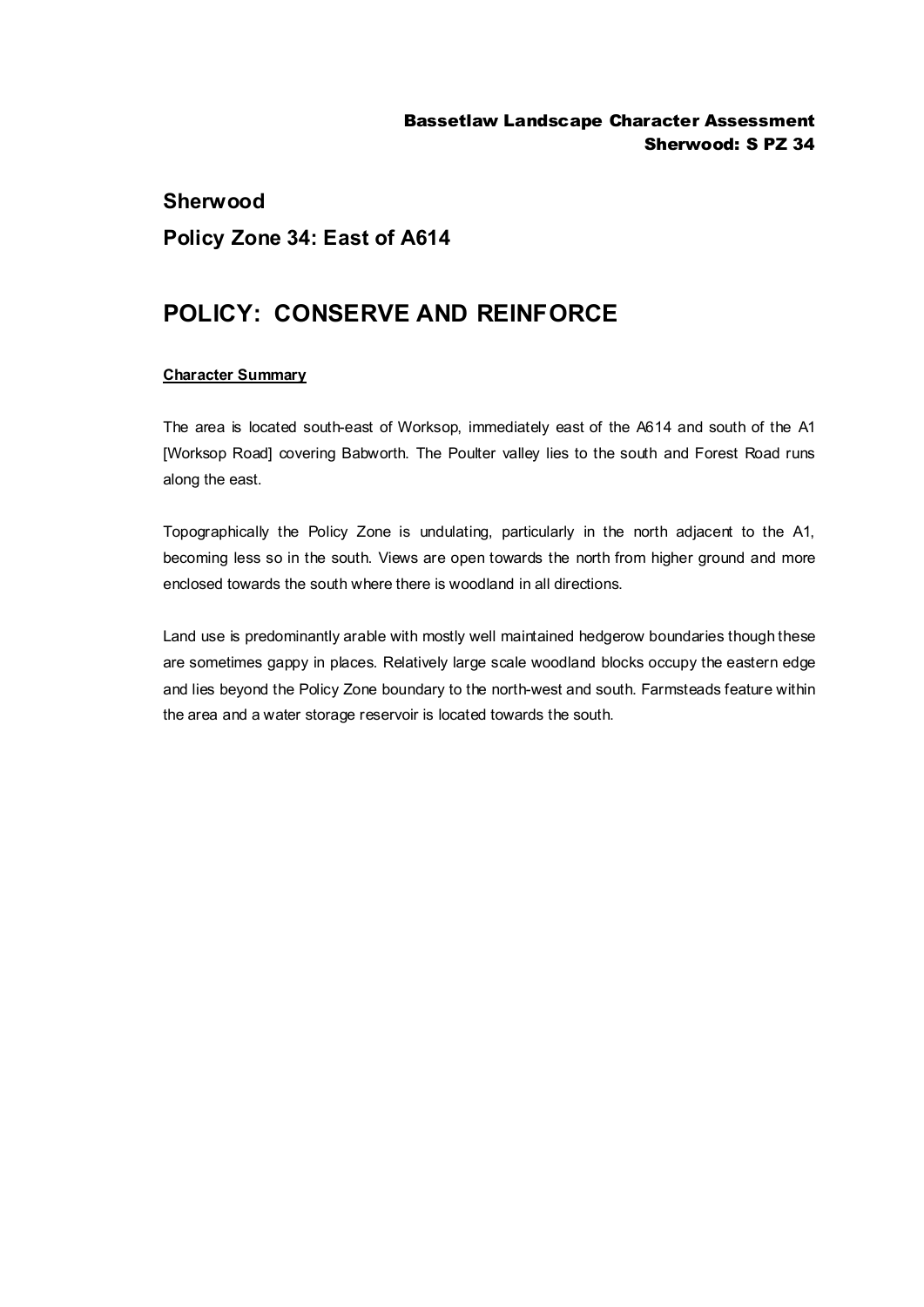# Sherwood

## Policy Zone 34: East of A614

# POLICY: CONSERVE AND REINFORCE

**Character Summary**

The area is located south-east of Worksop, immediately east of the A614 and south of the A1 [Worksop Road] covering Babworth. The Poulter valley lies to the south and Forest Road runs along the east.

Topographically the Policy Zone is undulating, particularly in the north adjacent to the A1, becoming less so in the south. Views are open towards the north from higher ground and more enclosed towards the south where there is woodland in all directions.

Land use is predominantly arable with mostly well maintained hedgerow boundaries though these are sometimes gappy in places. Relatively large scale woodland blocks occupy the eastern edge and lies beyond the Policy Zone boundary to the north-west and south. Farmsteads feature within the area and a water storage reservoir is located towards the south.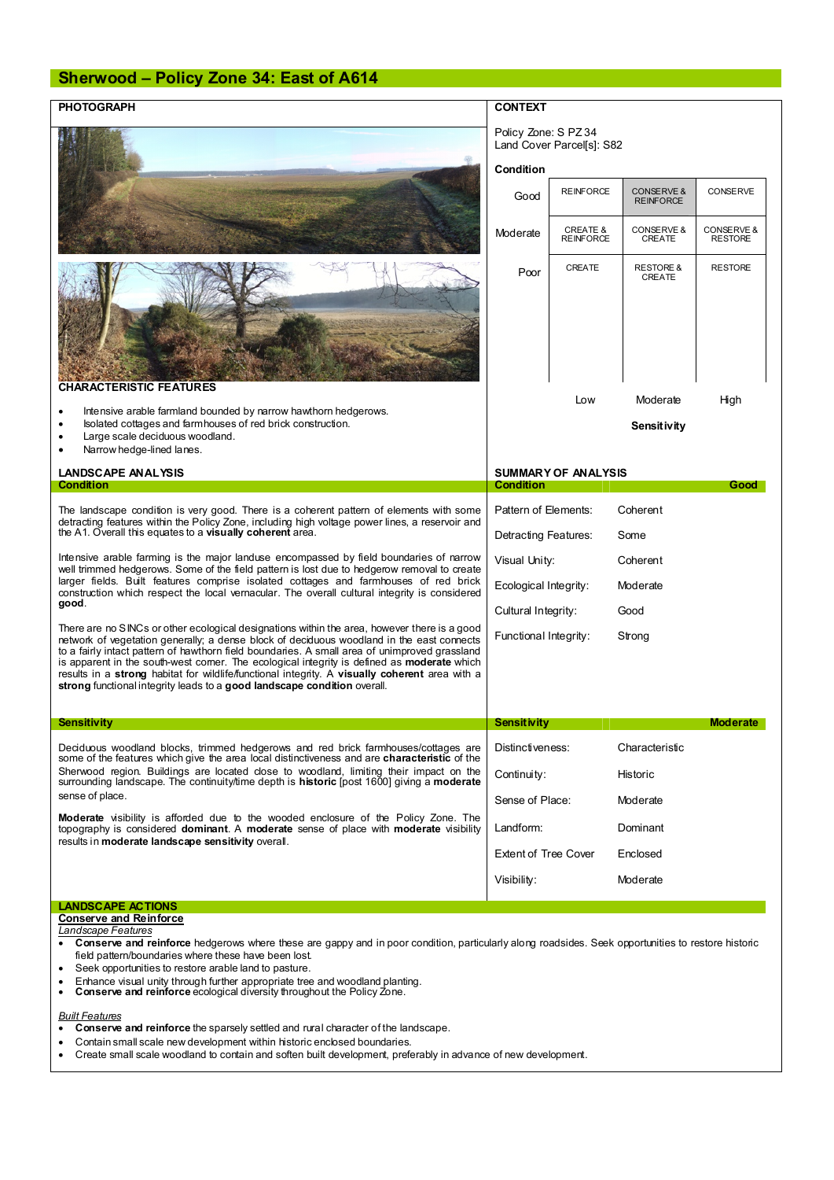# Sherwood – Policy Zone 34: East of A614

## PHOTOGRAPH

## CHARACTERISTIC FEATURES

- Intensive arable farmland bounded by narrow hawthorn hedgerows.
- Isolated cottages and farmhouses of red brick construction.
- Large scale deciduous woodland.
- Narrow hedge-lined lanes.

## CONTEXT

Policy Zone: S PZ 34
Land Cover Parcel[s]: S82

**Condition**

| | | | |
|---|---|---|---|
| Good | REINFORCE | CONSERVE & REINFORCE | CONSERVE |
| Moderate | CREATE & REINFORCE | CONSERVE & CREATE | CONSERVE & RESTORE |
| Poor | CREATE | RESTORE & CREATE | RESTORE |
| | Low | Moderate | High |

**Sensitivity**

## LANDSCAPE ANALYSIS

### Condition

The landscape condition is very good. There is a coherent pattern of elements with some detracting features within the Policy Zone, including high voltage power lines, a reservoir and the A1. Overall this equates to a **visually coherent** area.

Intensive arable farming is the major landuse encompassed by field boundaries of narrow well trimmed hedgerows. Some of the field pattern is lost due to hedgerow removal to create larger fields. Built features comprise isolated cottages and farmhouses of red brick construction which respect the local vernacular. The overall cultural integrity is considered **good**.

There are no SINCs or other ecological designations within the area, however there is a good network of vegetation generally; a dense block of deciduous woodland in the east connects to a fairly intact pattern of hawthorn field boundaries. A small area of unimproved grassland is apparent in the south-west corner. The ecological integrity is defined as **moderate** which results in a **strong** habitat for wildlife/functional integrity. A **visually coherent** area with a **strong** functional integrity leads to a **good landscape condition** overall.

## SUMMARY OF ANALYSIS

**Condition: Good**

| | |
|---|---|
| Pattern of Elements: | Coherent |
| Detracting Features: | Some |
| Visual Unity: | Coherent |
| Ecological Integrity: | Moderate |
| Cultural Integrity: | Good |
| Functional Integrity: | Strong |

### Sensitivity

Deciduous woodland blocks, trimmed hedgerows and red brick farmhouses/cottages are some of the features which give the area local distinctiveness and are **characteristic** of the Sherwood region. Buildings are located close to woodland, limiting their impact on the surrounding landscape. The continuity/time depth is **historic** [post 1600] giving a **moderate** sense of place.

**Moderate** visibility is afforded due to the wooded enclosure of the Policy Zone. The topography is considered **dominant**. A **moderate** sense of place with **moderate** visibility results in **moderate landscape sensitivity** overall.

**Sensitivity: Moderate**

| | |
|---|---|
| Distinctiveness: | Characteristic |
| Continuity: | Historic |
| Sense of Place: | Moderate |
| Landform: | Dominant |
| Extent of Tree Cover | Enclosed |
| Visibility: | Moderate |

## LANDSCAPE ACTIONS

**Conserve and Reinforce**

*Landscape Features*

- **Conserve and reinforce** hedgerows where these are gappy and in poor condition, particularly along roadsides. Seek opportunities to restore historic field pattern/boundaries where these have been lost.
- Seek opportunities to restore arable land to pasture.
- Enhance visual unity through further appropriate tree and woodland planting.
- **Conserve and reinforce** ecological diversity throughout the Policy Zone.

*Built Features*

- **Conserve and reinforce** the sparsely settled and rural character of the landscape.
- Contain small scale new development within historic enclosed boundaries.
- Create small scale woodland to contain and soften built development, preferably in advance of new development.